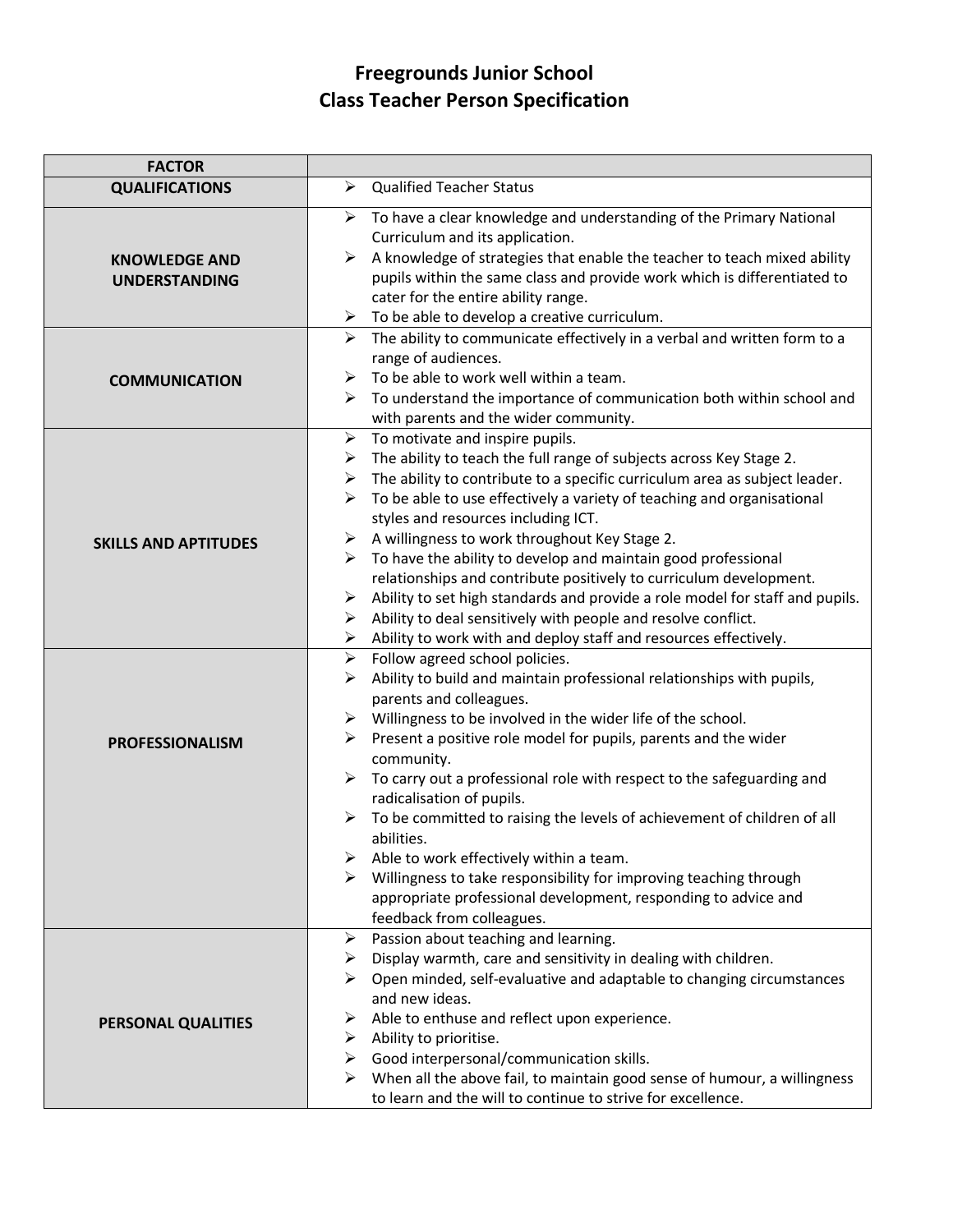# Freegrounds Junior School
## Class Teacher Person Specification

| FACTOR | |
|---|---|
| **QUALIFICATIONS** | ➢ Qualified Teacher Status |
| **KNOWLEDGE AND UNDERSTANDING** | ➢ To have a clear knowledge and understanding of the Primary National Curriculum and its application.<br>➢ A knowledge of strategies that enable the teacher to teach mixed ability pupils within the same class and provide work which is differentiated to cater for the entire ability range.<br>➢ To be able to develop a creative curriculum. |
| **COMMUNICATION** | ➢ The ability to communicate effectively in a verbal and written form to a range of audiences.<br>➢ To be able to work well within a team.<br>➢ To understand the importance of communication both within school and with parents and the wider community. |
| **SKILLS AND APTITUDES** | ➢ To motivate and inspire pupils.<br>➢ The ability to teach the full range of subjects across Key Stage 2.<br>➢ The ability to contribute to a specific curriculum area as subject leader.<br>➢ To be able to use effectively a variety of teaching and organisational styles and resources including ICT.<br>➢ A willingness to work throughout Key Stage 2.<br>➢ To have the ability to develop and maintain good professional relationships and contribute positively to curriculum development.<br>➢ Ability to set high standards and provide a role model for staff and pupils.<br>➢ Ability to deal sensitively with people and resolve conflict.<br>➢ Ability to work with and deploy staff and resources effectively. |
| **PROFESSIONALISM** | ➢ Follow agreed school policies.<br>➢ Ability to build and maintain professional relationships with pupils, parents and colleagues.<br>➢ Willingness to be involved in the wider life of the school.<br>➢ Present a positive role model for pupils, parents and the wider community.<br>➢ To carry out a professional role with respect to the safeguarding and radicalisation of pupils.<br>➢ To be committed to raising the levels of achievement of children of all abilities.<br>➢ Able to work effectively within a team.<br>➢ Willingness to take responsibility for improving teaching through appropriate professional development, responding to advice and feedback from colleagues. |
| **PERSONAL QUALITIES** | ➢ Passion about teaching and learning.<br>➢ Display warmth, care and sensitivity in dealing with children.<br>➢ Open minded, self-evaluative and adaptable to changing circumstances and new ideas.<br>➢ Able to enthuse and reflect upon experience.<br>➢ Ability to prioritise.<br>➢ Good interpersonal/communication skills.<br>➢ When all the above fail, to maintain good sense of humour, a willingness to learn and the will to continue to strive for excellence. |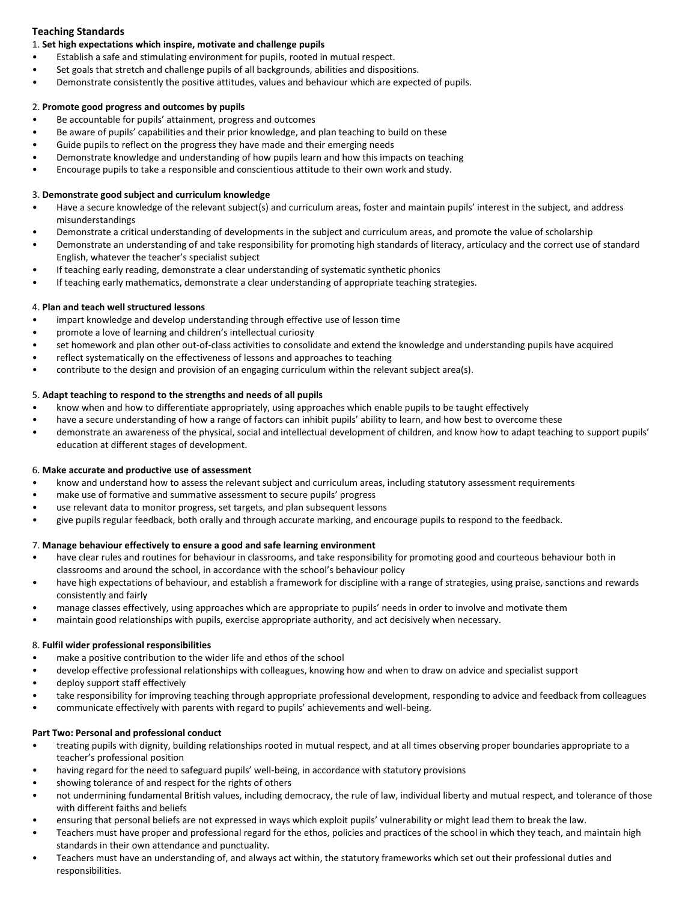**Teaching Standards**

1. **Set high expectations which inspire, motivate and challenge pupils**

- Establish a safe and stimulating environment for pupils, rooted in mutual respect.
- Set goals that stretch and challenge pupils of all backgrounds, abilities and dispositions.
- Demonstrate consistently the positive attitudes, values and behaviour which are expected of pupils.

2. **Promote good progress and outcomes by pupils**

- Be accountable for pupils' attainment, progress and outcomes
- Be aware of pupils' capabilities and their prior knowledge, and plan teaching to build on these
- Guide pupils to reflect on the progress they have made and their emerging needs
- Demonstrate knowledge and understanding of how pupils learn and how this impacts on teaching
- Encourage pupils to take a responsible and conscientious attitude to their own work and study.

3. **Demonstrate good subject and curriculum knowledge**

- Have a secure knowledge of the relevant subject(s) and curriculum areas, foster and maintain pupils' interest in the subject, and address misunderstandings
- Demonstrate a critical understanding of developments in the subject and curriculum areas, and promote the value of scholarship
- Demonstrate an understanding of and take responsibility for promoting high standards of literacy, articulacy and the correct use of standard English, whatever the teacher's specialist subject
- If teaching early reading, demonstrate a clear understanding of systematic synthetic phonics
- If teaching early mathematics, demonstrate a clear understanding of appropriate teaching strategies.

4. **Plan and teach well structured lessons**

- impart knowledge and develop understanding through effective use of lesson time
- promote a love of learning and children's intellectual curiosity
- set homework and plan other out-of-class activities to consolidate and extend the knowledge and understanding pupils have acquired
- reflect systematically on the effectiveness of lessons and approaches to teaching
- contribute to the design and provision of an engaging curriculum within the relevant subject area(s).

5. **Adapt teaching to respond to the strengths and needs of all pupils**

- know when and how to differentiate appropriately, using approaches which enable pupils to be taught effectively
- have a secure understanding of how a range of factors can inhibit pupils' ability to learn, and how best to overcome these
- demonstrate an awareness of the physical, social and intellectual development of children, and know how to adapt teaching to support pupils' education at different stages of development.

6. **Make accurate and productive use of assessment**

- know and understand how to assess the relevant subject and curriculum areas, including statutory assessment requirements
- make use of formative and summative assessment to secure pupils' progress
- use relevant data to monitor progress, set targets, and plan subsequent lessons
- give pupils regular feedback, both orally and through accurate marking, and encourage pupils to respond to the feedback.

7. **Manage behaviour effectively to ensure a good and safe learning environment**

- have clear rules and routines for behaviour in classrooms, and take responsibility for promoting good and courteous behaviour both in classrooms and around the school, in accordance with the school's behaviour policy
- have high expectations of behaviour, and establish a framework for discipline with a range of strategies, using praise, sanctions and rewards consistently and fairly
- manage classes effectively, using approaches which are appropriate to pupils' needs in order to involve and motivate them
- maintain good relationships with pupils, exercise appropriate authority, and act decisively when necessary.

8. **Fulfil wider professional responsibilities**

- make a positive contribution to the wider life and ethos of the school
- develop effective professional relationships with colleagues, knowing how and when to draw on advice and specialist support
- deploy support staff effectively
- take responsibility for improving teaching through appropriate professional development, responding to advice and feedback from colleagues
- communicate effectively with parents with regard to pupils' achievements and well-being.

**Part Two: Personal and professional conduct**

- treating pupils with dignity, building relationships rooted in mutual respect, and at all times observing proper boundaries appropriate to a teacher's professional position
- having regard for the need to safeguard pupils' well-being, in accordance with statutory provisions
- showing tolerance of and respect for the rights of others
- not undermining fundamental British values, including democracy, the rule of law, individual liberty and mutual respect, and tolerance of those with different faiths and beliefs
- ensuring that personal beliefs are not expressed in ways which exploit pupils' vulnerability or might lead them to break the law.
- Teachers must have proper and professional regard for the ethos, policies and practices of the school in which they teach, and maintain high standards in their own attendance and punctuality.
- Teachers must have an understanding of, and always act within, the statutory frameworks which set out their professional duties and responsibilities.